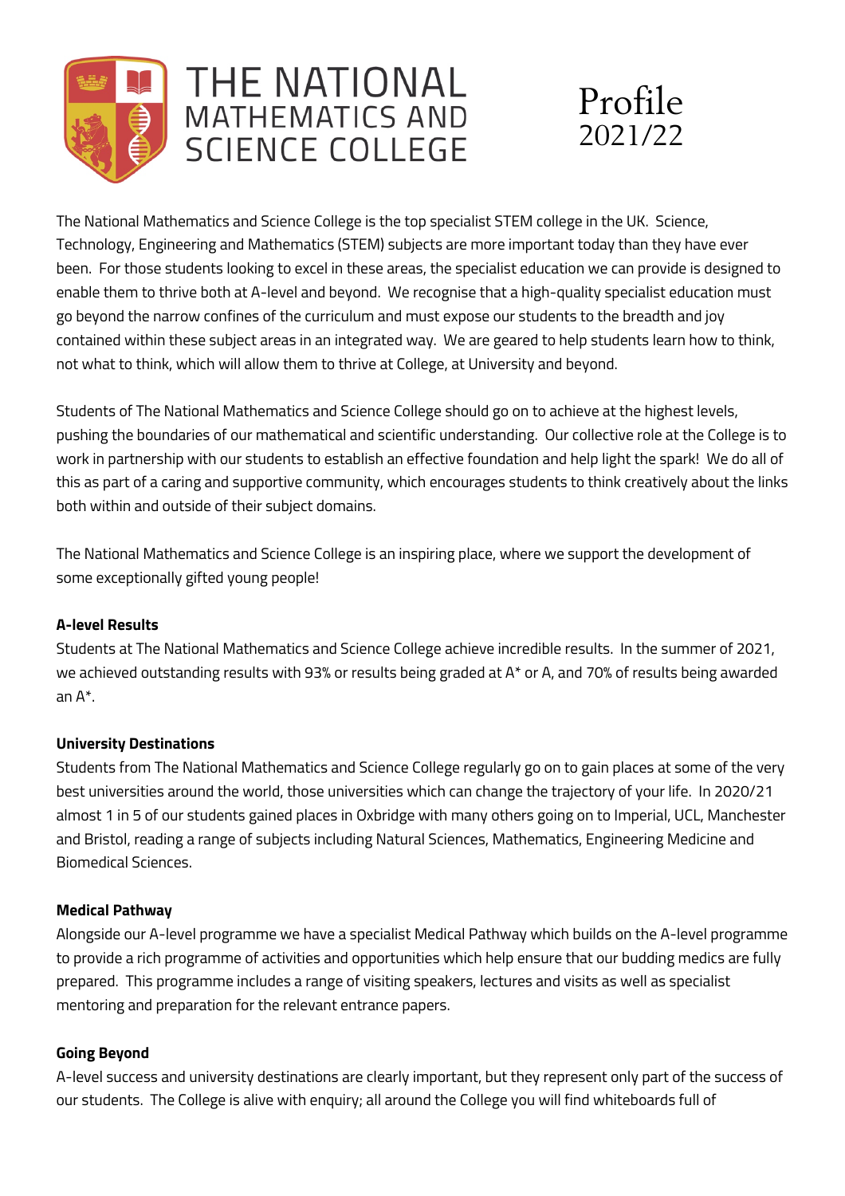# THE NATIONAL MATHEMATICS AND SCIENCE COLLEGE

# Profile 2021/22

The National Mathematics and Science College is the top specialist STEM college in the UK. Science, Technology, Engineering and Mathematics (STEM) subjects are more important today than they have ever been. For those students looking to excel in these areas, the specialist education we can provide is designed to enable them to thrive both at A-level and beyond. We recognise that a high-quality specialist education must go beyond the narrow confines of the curriculum and must expose our students to the breadth and joy contained within these subject areas in an integrated way. We are geared to help students learn how to think, not what to think, which will allow them to thrive at College, at University and beyond.

Students of The National Mathematics and Science College should go on to achieve at the highest levels, pushing the boundaries of our mathematical and scientific understanding. Our collective role at the College is to work in partnership with our students to establish an effective foundation and help light the spark! We do all of this as part of a caring and supportive community, which encourages students to think creatively about the links both within and outside of their subject domains.

The National Mathematics and Science College is an inspiring place, where we support the development of some exceptionally gifted young people!

**A-level Results**

Students at The National Mathematics and Science College achieve incredible results. In the summer of 2021, we achieved outstanding results with 93% or results being graded at A* or A, and 70% of results being awarded an A*.

**University Destinations**

Students from The National Mathematics and Science College regularly go on to gain places at some of the very best universities around the world, those universities which can change the trajectory of your life. In 2020/21 almost 1 in 5 of our students gained places in Oxbridge with many others going on to Imperial, UCL, Manchester and Bristol, reading a range of subjects including Natural Sciences, Mathematics, Engineering Medicine and Biomedical Sciences.

**Medical Pathway**

Alongside our A-level programme we have a specialist Medical Pathway which builds on the A-level programme to provide a rich programme of activities and opportunities which help ensure that our budding medics are fully prepared. This programme includes a range of visiting speakers, lectures and visits as well as specialist mentoring and preparation for the relevant entrance papers.

**Going Beyond**

A-level success and university destinations are clearly important, but they represent only part of the success of our students. The College is alive with enquiry; all around the College you will find whiteboards full of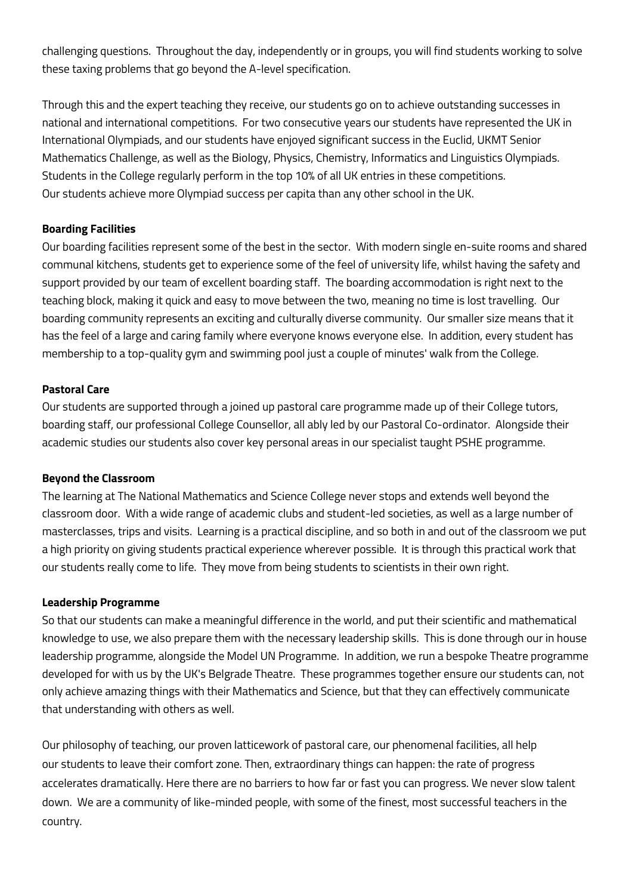challenging questions. Throughout the day, independently or in groups, you will find students working to solve these taxing problems that go beyond the A-level specification.

Through this and the expert teaching they receive, our students go on to achieve outstanding successes in national and international competitions. For two consecutive years our students have represented the UK in International Olympiads, and our students have enjoyed significant success in the Euclid, UKMT Senior Mathematics Challenge, as well as the Biology, Physics, Chemistry, Informatics and Linguistics Olympiads. Students in the College regularly perform in the top 10% of all UK entries in these competitions. Our students achieve more Olympiad success per capita than any other school in the UK.

**Boarding Facilities**

Our boarding facilities represent some of the best in the sector. With modern single en-suite rooms and shared communal kitchens, students get to experience some of the feel of university life, whilst having the safety and support provided by our team of excellent boarding staff. The boarding accommodation is right next to the teaching block, making it quick and easy to move between the two, meaning no time is lost travelling. Our boarding community represents an exciting and culturally diverse community. Our smaller size means that it has the feel of a large and caring family where everyone knows everyone else. In addition, every student has membership to a top-quality gym and swimming pool just a couple of minutes' walk from the College.

**Pastoral Care**

Our students are supported through a joined up pastoral care programme made up of their College tutors, boarding staff, our professional College Counsellor, all ably led by our Pastoral Co-ordinator. Alongside their academic studies our students also cover key personal areas in our specialist taught PSHE programme.

**Beyond the Classroom**

The learning at The National Mathematics and Science College never stops and extends well beyond the classroom door. With a wide range of academic clubs and student-led societies, as well as a large number of masterclasses, trips and visits. Learning is a practical discipline, and so both in and out of the classroom we put a high priority on giving students practical experience wherever possible. It is through this practical work that our students really come to life. They move from being students to scientists in their own right.

**Leadership Programme**

So that our students can make a meaningful difference in the world, and put their scientific and mathematical knowledge to use, we also prepare them with the necessary leadership skills. This is done through our in house leadership programme, alongside the Model UN Programme. In addition, we run a bespoke Theatre programme developed for with us by the UK's Belgrade Theatre. These programmes together ensure our students can, not only achieve amazing things with their Mathematics and Science, but that they can effectively communicate that understanding with others as well.

Our philosophy of teaching, our proven latticework of pastoral care, our phenomenal facilities, all help our students to leave their comfort zone. Then, extraordinary things can happen: the rate of progress accelerates dramatically. Here there are no barriers to how far or fast you can progress. We never slow talent down. We are a community of like-minded people, with some of the finest, most successful teachers in the country.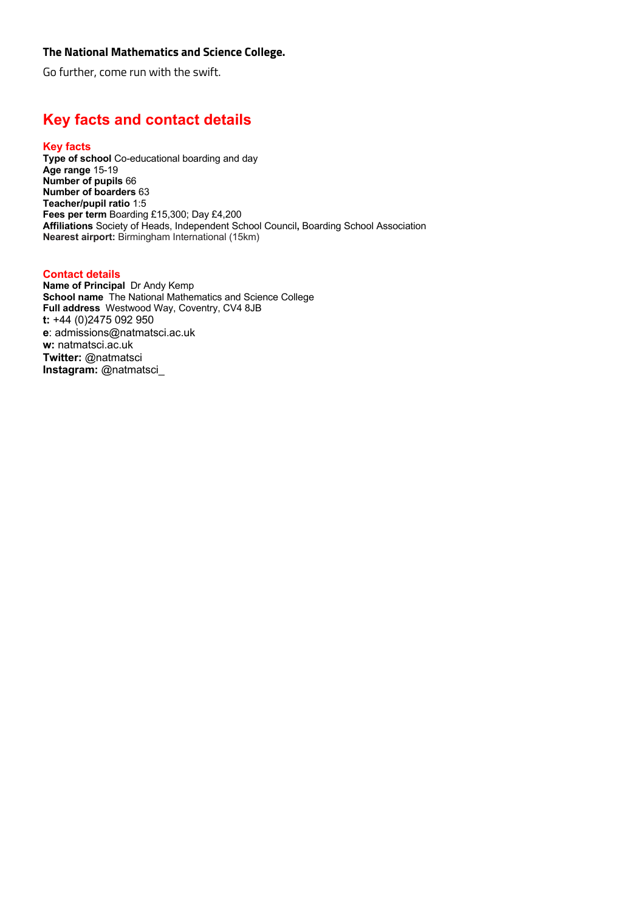**The National Mathematics and Science College.**

Go further, come run with the swift.

## Key facts and contact details

### Key facts

**Type of school** Co-educational boarding and day
**Age range** 15-19
**Number of pupils** 66
**Number of boarders** 63
**Teacher/pupil ratio** 1:5
**Fees per term** Boarding £15,300; Day £4,200
**Affiliations** Society of Heads, Independent School Council**,** Boarding School Association
**Nearest airport:** Birmingham International (15km)

### Contact details

**Name of Principal** Dr Andy Kemp
**School name** The National Mathematics and Science College
**Full address** Westwood Way, Coventry, CV4 8JB
**t:** +44 (0)2475 092 950
**e**: admissions@natmatsci.ac.uk
**w:** natmatsci.ac.uk
**Twitter:** @natmatsci
**Instagram:** @natmatsci_